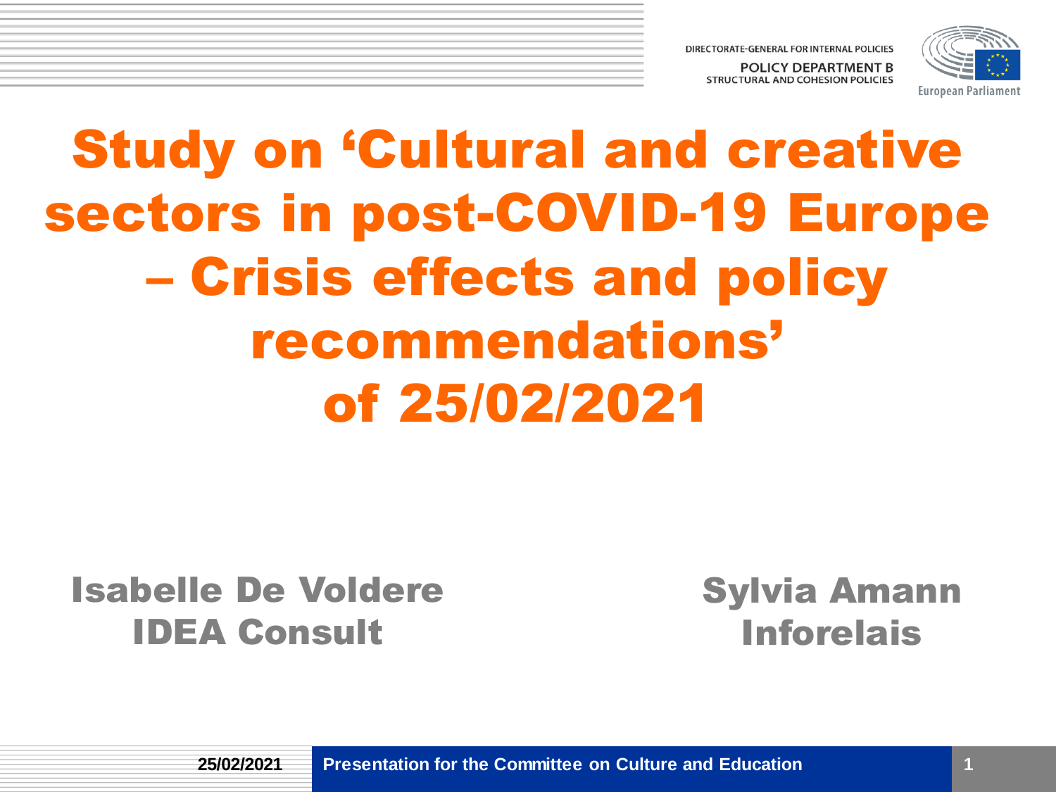DIRECTORATE-GENERAL FOR INTERNAL POLICIES
POLICY DEPARTMENT B
STRUCTURAL AND COHESION POLICIES

European Parliament

# Study on 'Cultural and creative sectors in post-COVID-19 Europe – Crisis effects and policy recommendations' of 25/02/2021

**Isabelle De Voldere**
**IDEA Consult**

**Sylvia Amann**
**Inforelais**

**25/02/2021** | **Presentation for the Committee on Culture and Education**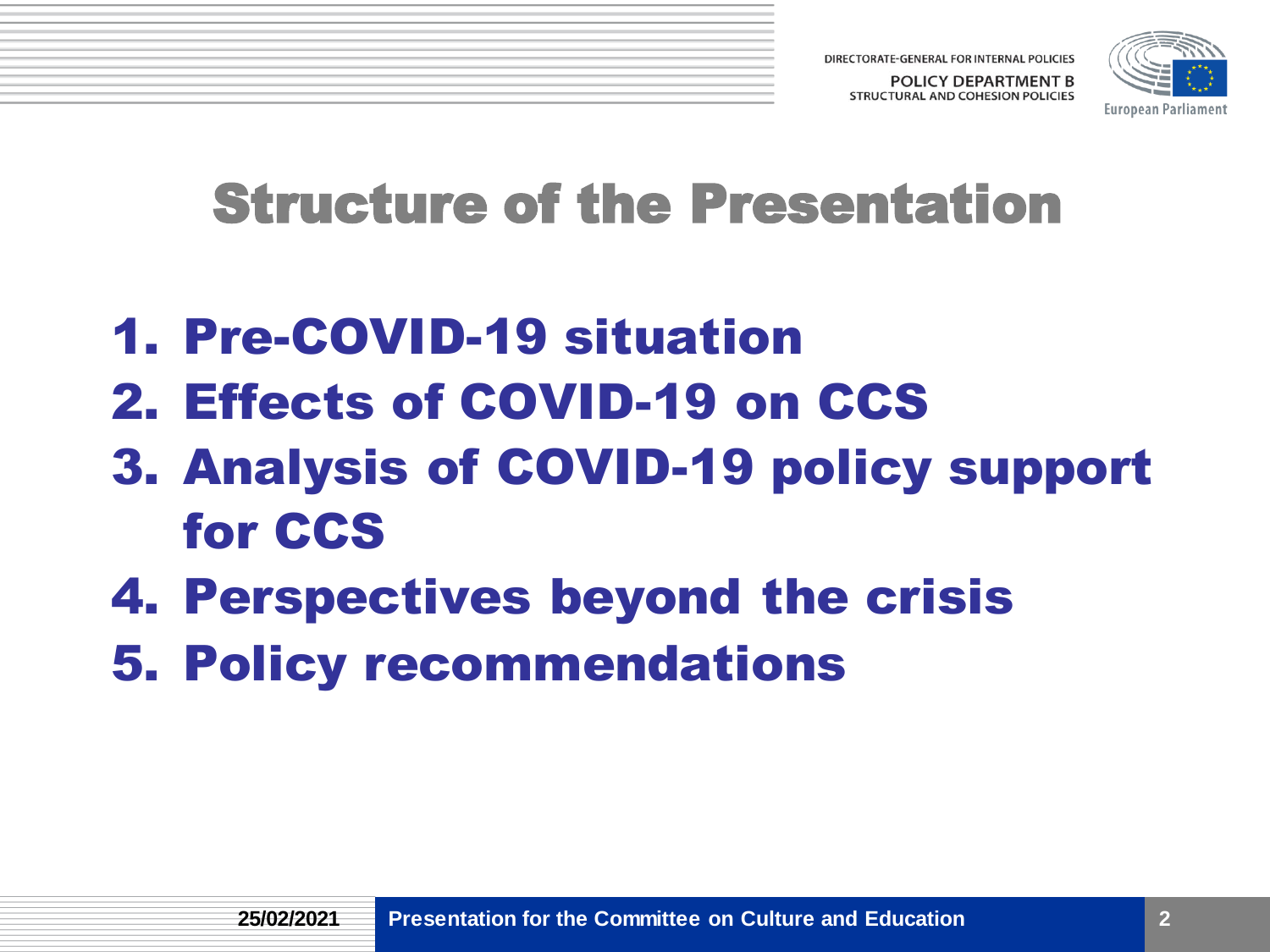# Structure of the Presentation

1. Pre-COVID-19 situation
2. Effects of COVID-19 on CCS
3. Analysis of COVID-19 policy support for CCS
4. Perspectives beyond the crisis
5. Policy recommendations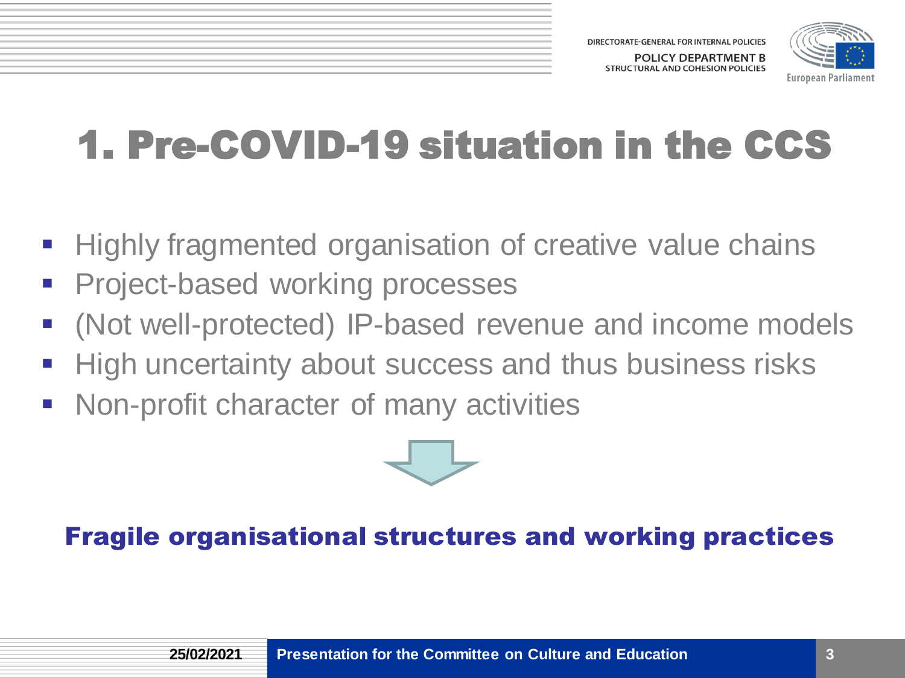# 1. Pre-COVID-19 situation in the CCS

- Highly fragmented organisation of creative value chains
- Project-based working processes
- (Not well-protected) IP-based revenue and income models
- High uncertainty about success and thus business risks
- Non-profit character of many activities

**Fragile organisational structures and working practices**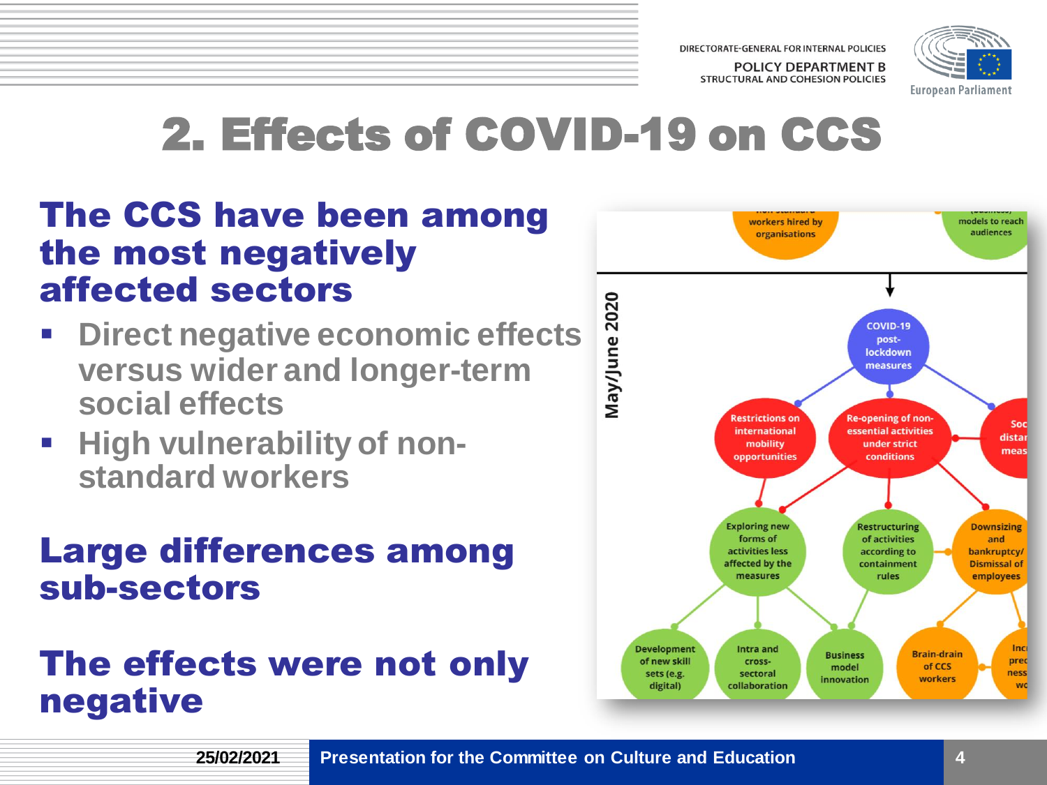# 2. Effects of COVID-19 on CCS

## The CCS have been among the most negatively affected sectors

- Direct negative economic effects versus wider and longer-term social effects
- High vulnerability of non-standard workers

## Large differences among sub-sectors

## The effects were not only negative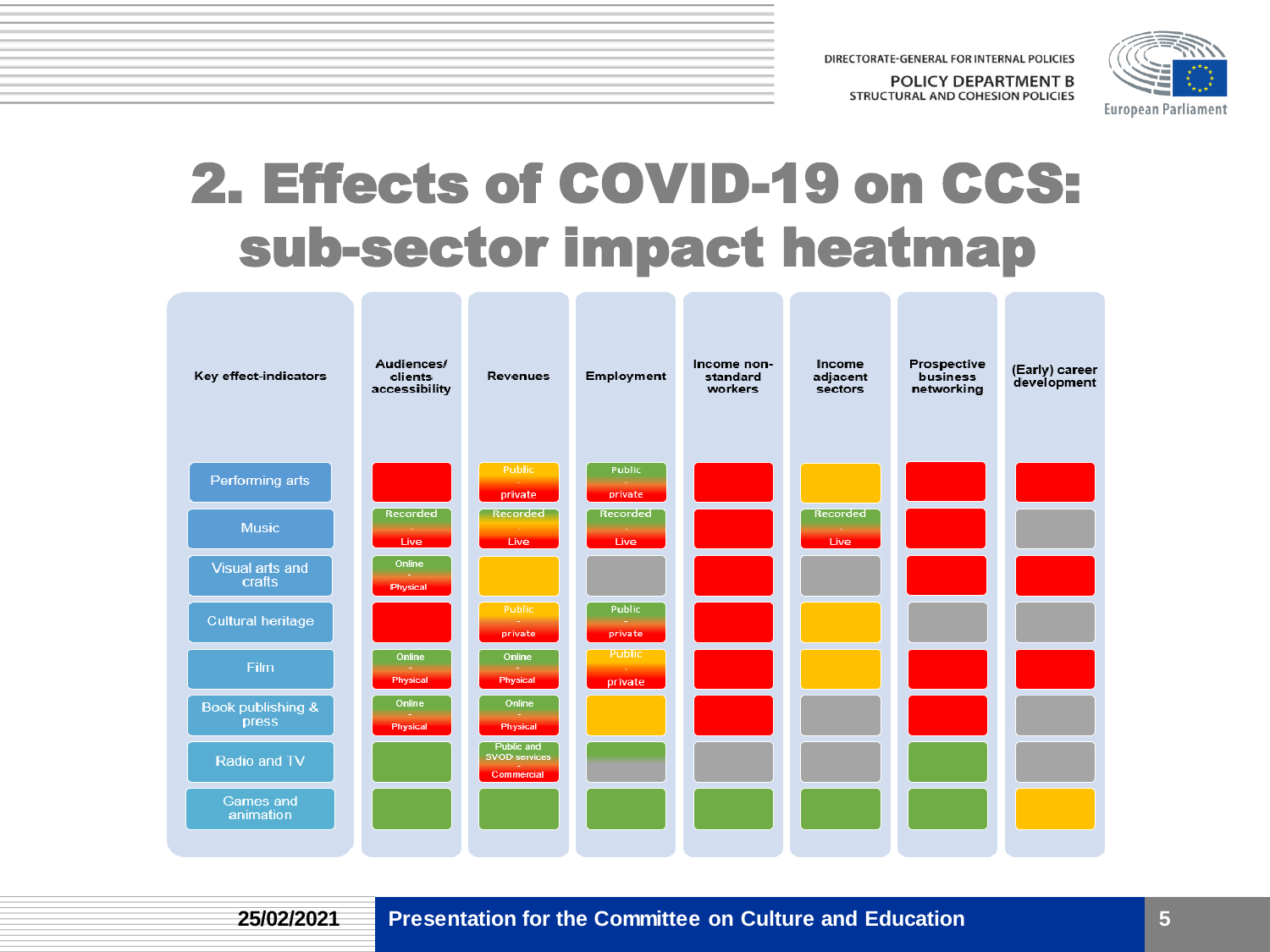# 2. Effects of COVID-19 on CCS: sub-sector impact heatmap

| Key effect-indicators | Audiences/ clients accessibility | Revenues | Employment | Income non-standard workers | Income adjacent sectors | Prospective business networking | (Early) career development |
|---|---|---|---|---|---|---|---|
| Performing arts | | Public - private | Public - private | | | | |
| Music | Recorded - Live | Recorded - Live | Recorded - Live | | Recorded - Live | | |
| Visual arts and crafts | Online - Physical | | | | | | |
| Cultural heritage | | Public - private | Public - private | | | | |
| Film | Online - Physical | Online - Physical | Public - private | | | | |
| Book publishing & press | Online - Physical | Online - Physical | | | | | |
| Radio and TV | | Public and SVOD services - Commercial | | | | | |
| Games and animation | | | | | | | |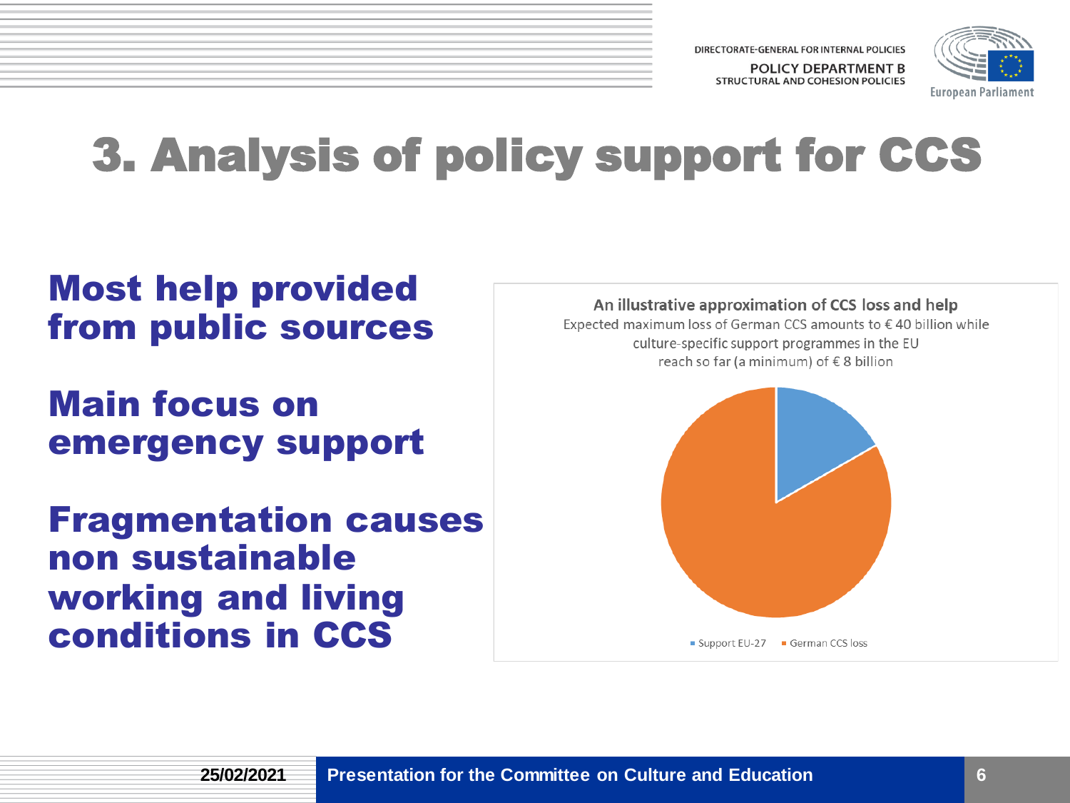# 3. Analysis of policy support for CCS

**Most help provided from public sources**

**Main focus on emergency support**

**Fragmentation causes non sustainable working and living conditions in CCS**

**An illustrative approximation of CCS loss and help**

Expected maximum loss of German CCS amounts to € 40 billion while culture-specific support programmes in the EU reach so far (a minimum) of € 8 billion

Support EU-27 · German CCS loss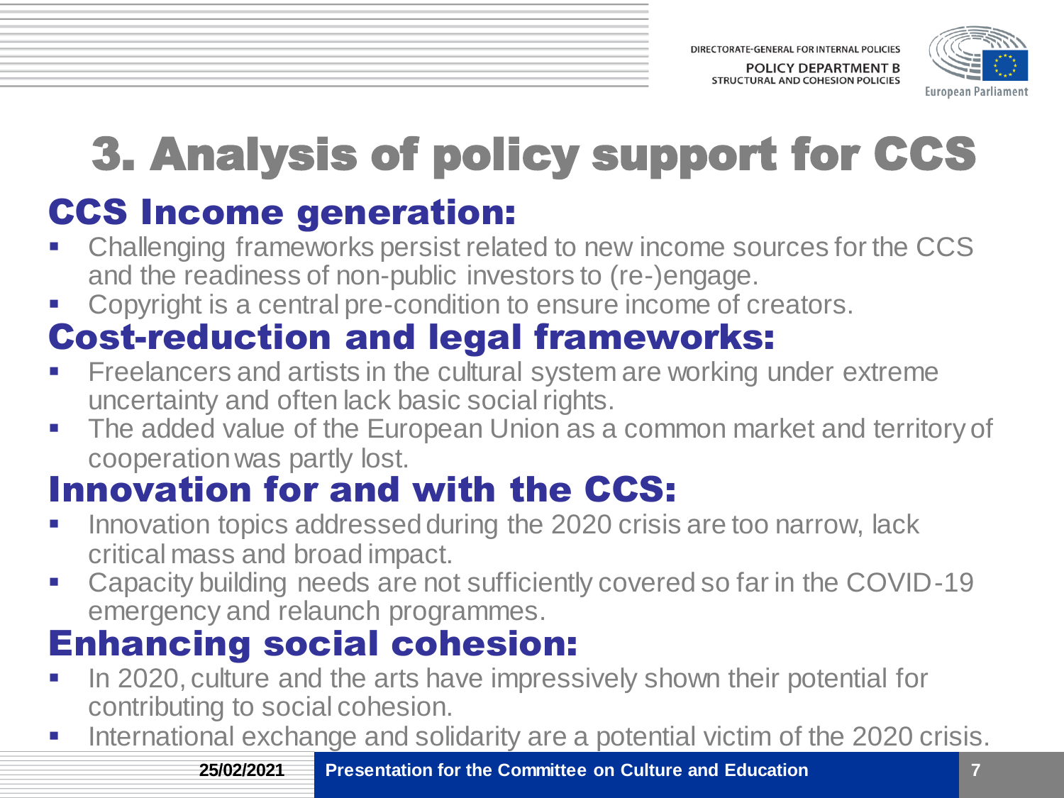# 3. Analysis of policy support for CCS

## CCS Income generation:

- Challenging frameworks persist related to new income sources for the CCS and the readiness of non-public investors to (re-)engage.
- Copyright is a central pre-condition to ensure income of creators.

## Cost-reduction and legal frameworks:

- Freelancers and artists in the cultural system are working under extreme uncertainty and often lack basic social rights.
- The added value of the European Union as a common market and territory of cooperation was partly lost.

## Innovation for and with the CCS:

- Innovation topics addressed during the 2020 crisis are too narrow, lack critical mass and broad impact.
- Capacity building needs are not sufficiently covered so far in the COVID-19 emergency and relaunch programmes.

## Enhancing social cohesion:

- In 2020, culture and the arts have impressively shown their potential for contributing to social cohesion.
- International exchange and solidarity are a potential victim of the 2020 crisis.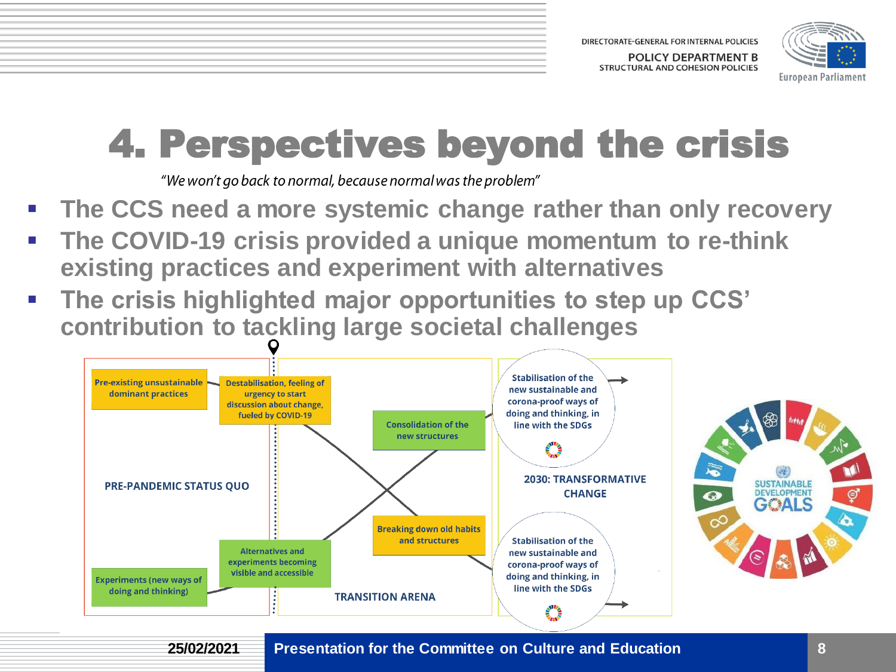# 4. Perspectives beyond the crisis

*"We won't go back to normal, because normal was the problem"*

- **The CCS need a more systemic change rather than only recovery**
- **The COVID-19 crisis provided a unique momentum to re-think existing practices and experiment with alternatives**
- **The crisis highlighted major opportunities to step up CCS' contribution to tackling large societal challenges**

PRE-PANDEMIC STATUS QUO

Pre-existing unsustainable dominant practices

Experiments (new ways of doing and thinking)

Destabilisation, feeling of urgency to start discussion about change, fueled by COVID-19

Alternatives and experiments becoming visible and accessible

TRANSITION ARENA

Consolidation of the new structures

Breaking down old habits and structures

2030: TRANSFORMATIVE CHANGE

Stabilisation of the new sustainable and corona-proof ways of doing and thinking, in line with the SDGs

Stabilisation of the new sustainable and corona-proof ways of doing and thinking, in line with the SDGs

SUSTAINABLE DEVELOPMENT GOALS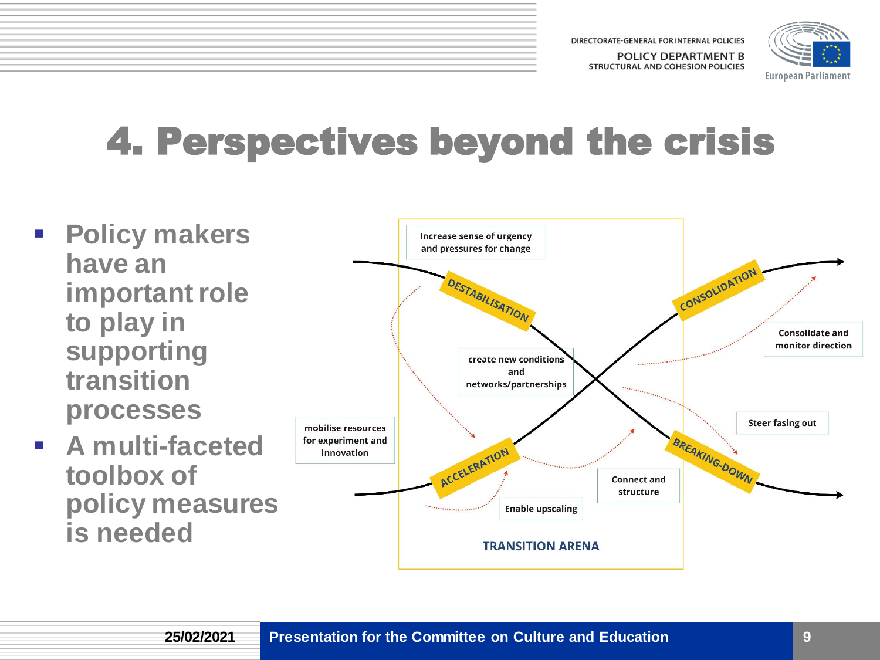# 4. Perspectives beyond the crisis

- **Policy makers have an important role to play in supporting transition processes**
- **A multi-faceted toolbox of policy measures is needed**

Increase sense of urgency and pressures for change

DESTABILISATION

CONSOLIDATION

create new conditions and networks/partnerships

Consolidate and monitor direction

mobilise resources for experiment and innovation

Steer fasing out

ACCELERATION

BREAKING-DOWN

Connect and structure

Enable upscaling

TRANSITION ARENA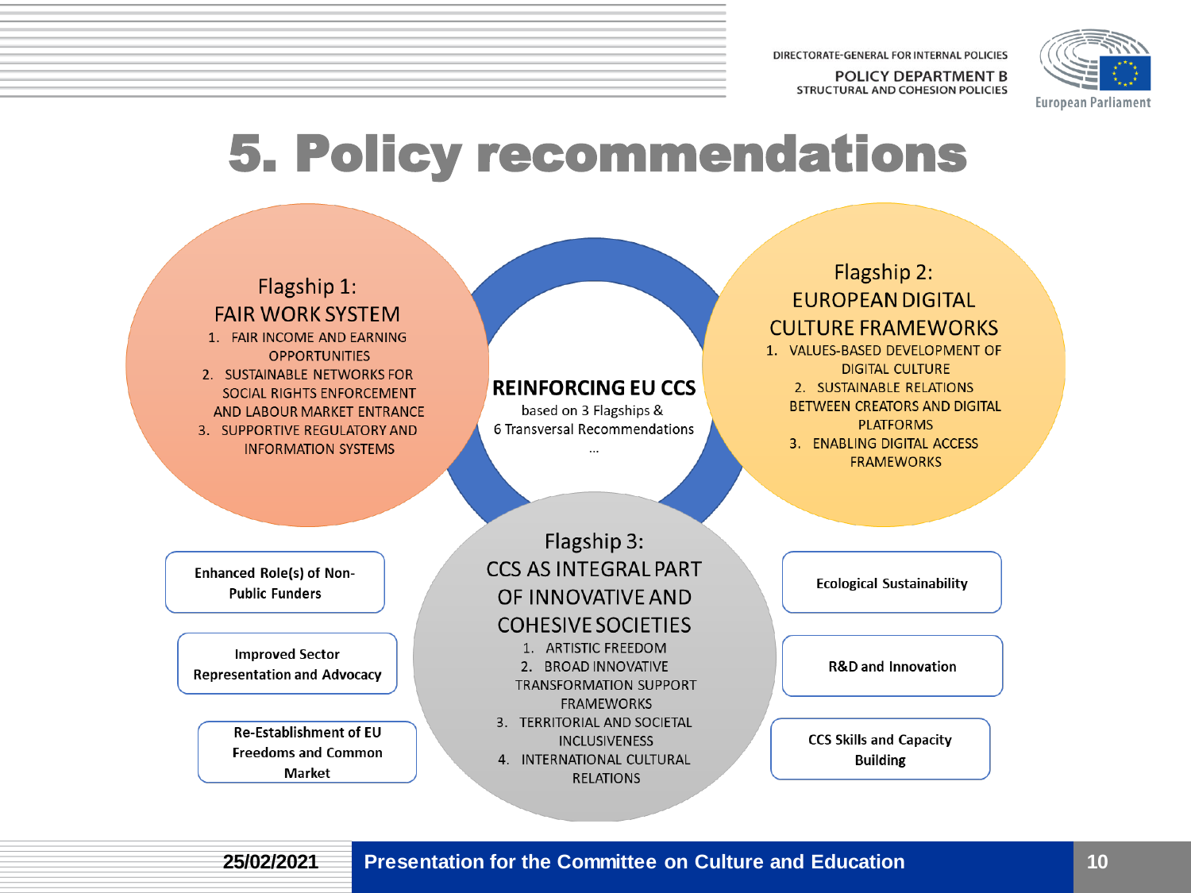# 5. Policy recommendations

## REINFORCING EU CCS

based on 3 Flagships & 6 Transversal Recommendations

…

### Flagship 1: FAIR WORK SYSTEM

1. FAIR INCOME AND EARNING OPPORTUNITIES
2. SUSTAINABLE NETWORKS FOR SOCIAL RIGHTS ENFORCEMENT AND LABOUR MARKET ENTRANCE
3. SUPPORTIVE REGULATORY AND INFORMATION SYSTEMS

### Flagship 2: EUROPEAN DIGITAL CULTURE FRAMEWORKS

1. VALUES-BASED DEVELOPMENT OF DIGITAL CULTURE
2. SUSTAINABLE RELATIONS BETWEEN CREATORS AND DIGITAL PLATFORMS
3. ENABLING DIGITAL ACCESS FRAMEWORKS

### Flagship 3: CCS AS INTEGRAL PART OF INNOVATIVE AND COHESIVE SOCIETIES

1. ARTISTIC FREEDOM
2. BROAD INNOVATIVE TRANSFORMATION SUPPORT FRAMEWORKS
3. TERRITORIAL AND SOCIETAL INCLUSIVENESS
4. INTERNATIONAL CULTURAL RELATIONS

### Transversal Recommendations

- **Enhanced Role(s) of Non-Public Funders**
- **Improved Sector Representation and Advocacy**
- **Re-Establishment of EU Freedoms and Common Market**
- **Ecological Sustainability**
- **R&D and Innovation**
- **CCS Skills and Capacity Building**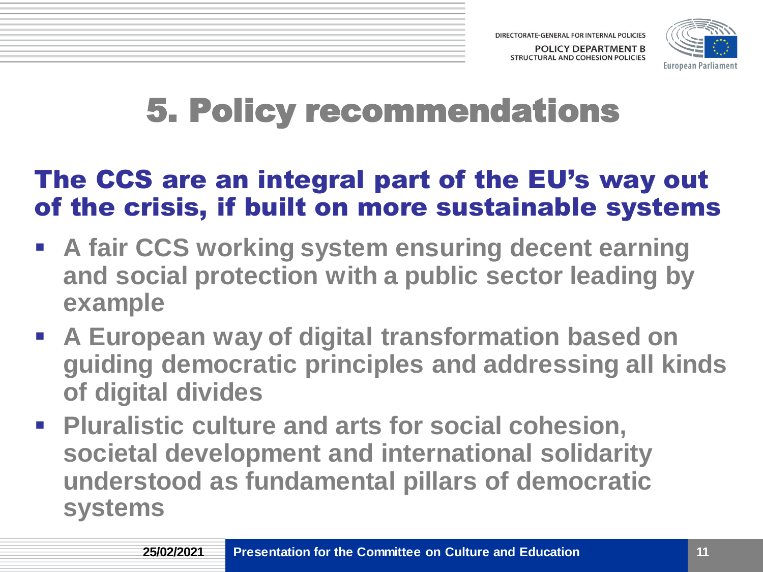# 5. Policy recommendations

## The CCS are an integral part of the EU's way out of the crisis, if built on more sustainable systems

- **A fair CCS working system ensuring decent earning and social protection with a public sector leading by example**
- **A European way of digital transformation based on guiding democratic principles and addressing all kinds of digital divides**
- **Pluralistic culture and arts for social cohesion, societal development and international solidarity understood as fundamental pillars of democratic systems**